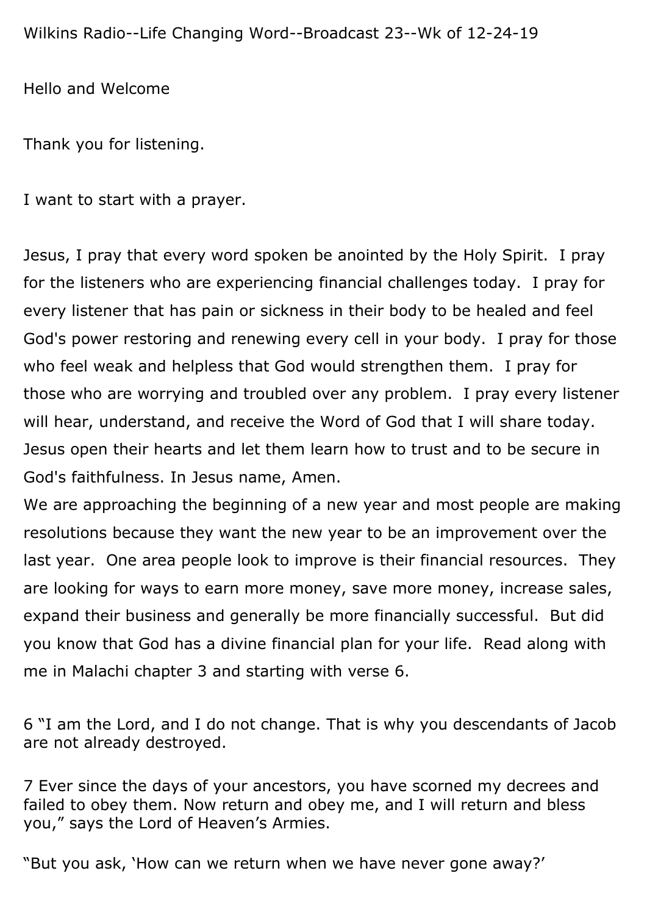Wilkins Radio--Life Changing Word--Broadcast 23--Wk of 12-24-19

Hello and Welcome

Thank you for listening.

I want to start with a prayer.

Jesus, I pray that every word spoken be anointed by the Holy Spirit. I pray for the listeners who are experiencing financial challenges today. I pray for every listener that has pain or sickness in their body to be healed and feel God's power restoring and renewing every cell in your body. I pray for those who feel weak and helpless that God would strengthen them. I pray for those who are worrying and troubled over any problem. I pray every listener will hear, understand, and receive the Word of God that I will share today. Jesus open their hearts and let them learn how to trust and to be secure in God's faithfulness. In Jesus name, Amen.
We are approaching the beginning of a new year and most people are making resolutions because they want the new year to be an improvement over the last year. One area people look to improve is their financial resources. They are looking for ways to earn more money, save more money, increase sales, expand their business and generally be more financially successful. But did you know that God has a divine financial plan for your life. Read along with me in Malachi chapter 3 and starting with verse 6.

6 "I am the Lord, and I do not change. That is why you descendants of Jacob are not already destroyed.

7 Ever since the days of your ancestors, you have scorned my decrees and failed to obey them. Now return and obey me, and I will return and bless you," says the Lord of Heaven's Armies.

"But you ask, 'How can we return when we have never gone away?'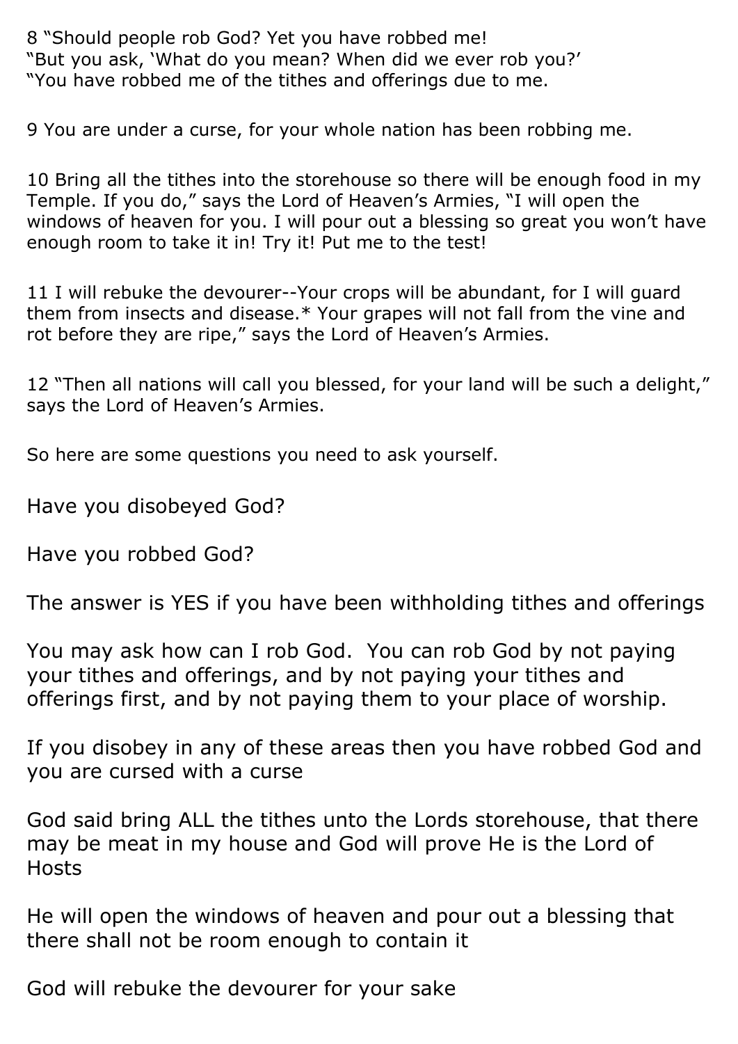8 "Should people rob God? Yet you have robbed me!
"But you ask, 'What do you mean? When did we ever rob you?'
"You have robbed me of the tithes and offerings due to me.

9 You are under a curse, for your whole nation has been robbing me.

10 Bring all the tithes into the storehouse so there will be enough food in my Temple. If you do," says the Lord of Heaven's Armies, "I will open the windows of heaven for you. I will pour out a blessing so great you won't have enough room to take it in! Try it! Put me to the test!

11 I will rebuke the devourer--Your crops will be abundant, for I will guard them from insects and disease.* Your grapes will not fall from the vine and rot before they are ripe," says the Lord of Heaven's Armies.

12 "Then all nations will call you blessed, for your land will be such a delight," says the Lord of Heaven's Armies.

So here are some questions you need to ask yourself.

Have you disobeyed God?

Have you robbed God?

The answer is YES if you have been withholding tithes and offerings

You may ask how can I rob God. You can rob God by not paying your tithes and offerings, and by not paying your tithes and offerings first, and by not paying them to your place of worship.

If you disobey in any of these areas then you have robbed God and you are cursed with a curse

God said bring ALL the tithes unto the Lords storehouse, that there may be meat in my house and God will prove He is the Lord of Hosts

He will open the windows of heaven and pour out a blessing that there shall not be room enough to contain it

God will rebuke the devourer for your sake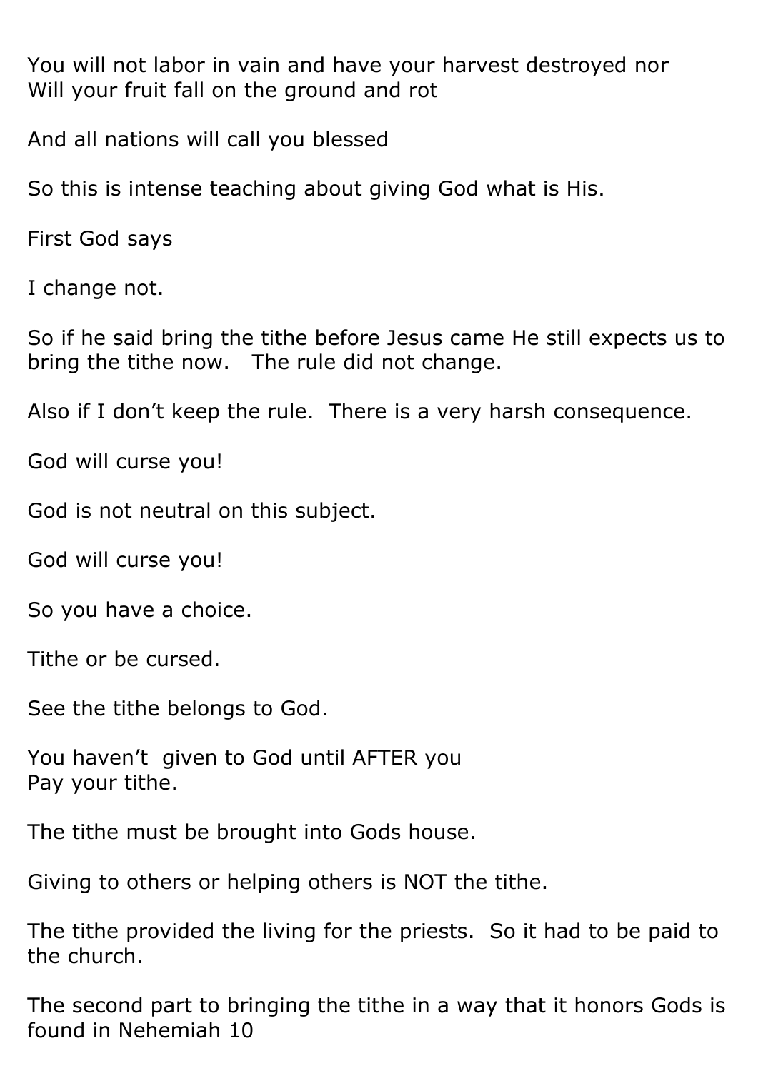You will not labor in vain and have your harvest destroyed nor
Will your fruit fall on the ground and rot

And all nations will call you blessed

So this is intense teaching about giving God what is His.

First God says

I change not.

So if he said bring the tithe before Jesus came He still expects us to bring the tithe now.   The rule did not change.

Also if I don't keep the rule.  There is a very harsh consequence.

God will curse you!

God is not neutral on this subject.

God will curse you!

So you have a choice.

Tithe or be cursed.

See the tithe belongs to God.

You haven't  given to God until AFTER you
Pay your tithe.

The tithe must be brought into Gods house.

Giving to others or helping others is NOT the tithe.

The tithe provided the living for the priests.  So it had to be paid to the church.

The second part to bringing the tithe in a way that it honors Gods is found in Nehemiah 10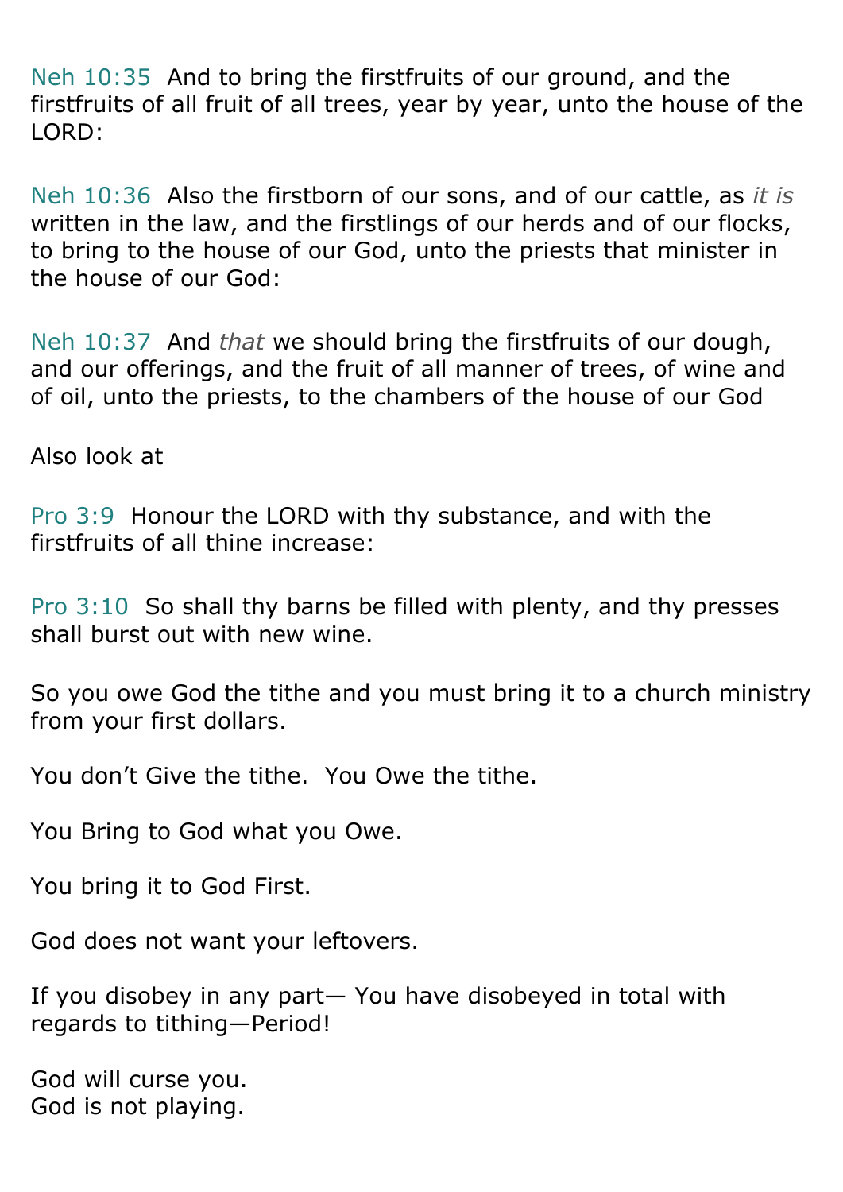Neh 10:35 And to bring the firstfruits of our ground, and the firstfruits of all fruit of all trees, year by year, unto the house of the LORD:

Neh 10:36 Also the firstborn of our sons, and of our cattle, as *it is* written in the law, and the firstlings of our herds and of our flocks, to bring to the house of our God, unto the priests that minister in the house of our God:

Neh 10:37 And *that* we should bring the firstfruits of our dough, and our offerings, and the fruit of all manner of trees, of wine and of oil, unto the priests, to the chambers of the house of our God

Also look at

Pro 3:9 Honour the LORD with thy substance, and with the firstfruits of all thine increase:

Pro 3:10 So shall thy barns be filled with plenty, and thy presses shall burst out with new wine.

So you owe God the tithe and you must bring it to a church ministry from your first dollars.

You don't Give the tithe. You Owe the tithe.

You Bring to God what you Owe.

You bring it to God First.

God does not want your leftovers.

If you disobey in any part— You have disobeyed in total with regards to tithing—Period!

God will curse you.
God is not playing.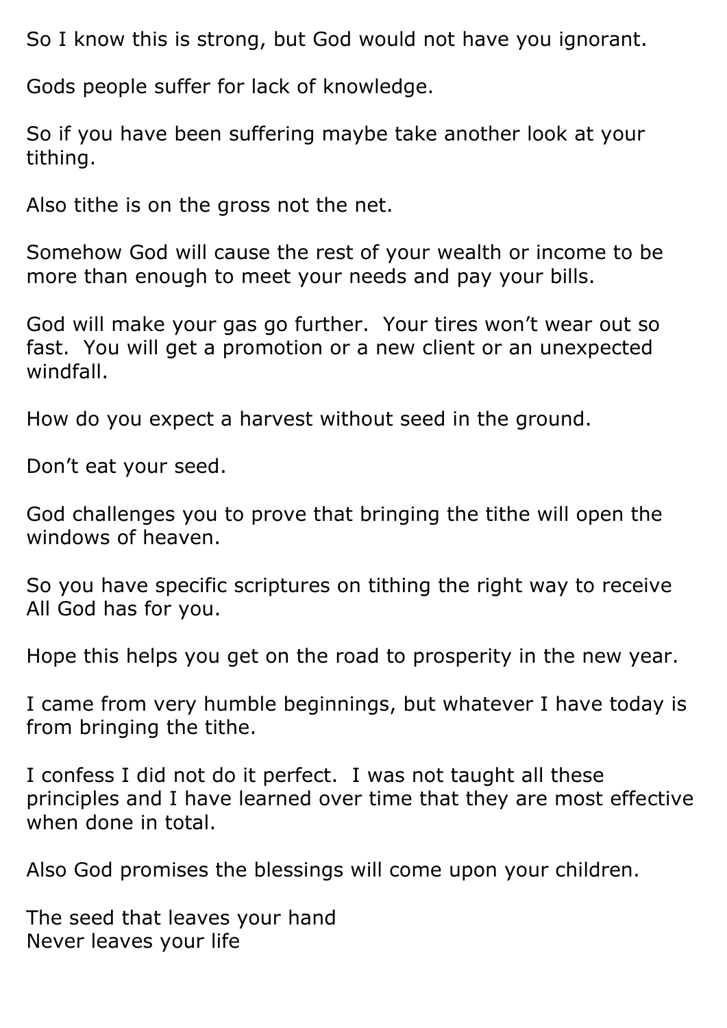So I know this is strong, but God would not have you ignorant.

Gods people suffer for lack of knowledge.

So if you have been suffering maybe take another look at your tithing.

Also tithe is on the gross not the net.

Somehow God will cause the rest of your wealth or income to be more than enough to meet your needs and pay your bills.

God will make your gas go further.  Your tires won't wear out so fast.  You will get a promotion or a new client or an unexpected windfall.

How do you expect a harvest without seed in the ground.

Don't eat your seed.

God challenges you to prove that bringing the tithe will open the windows of heaven.

So you have specific scriptures on tithing the right way to receive All God has for you.

Hope this helps you get on the road to prosperity in the new year.

I came from very humble beginnings, but whatever I have today is from bringing the tithe.

I confess I did not do it perfect.  I was not taught all these principles and I have learned over time that they are most effective when done in total.

Also God promises the blessings will come upon your children.

The seed that leaves your hand
Never leaves your life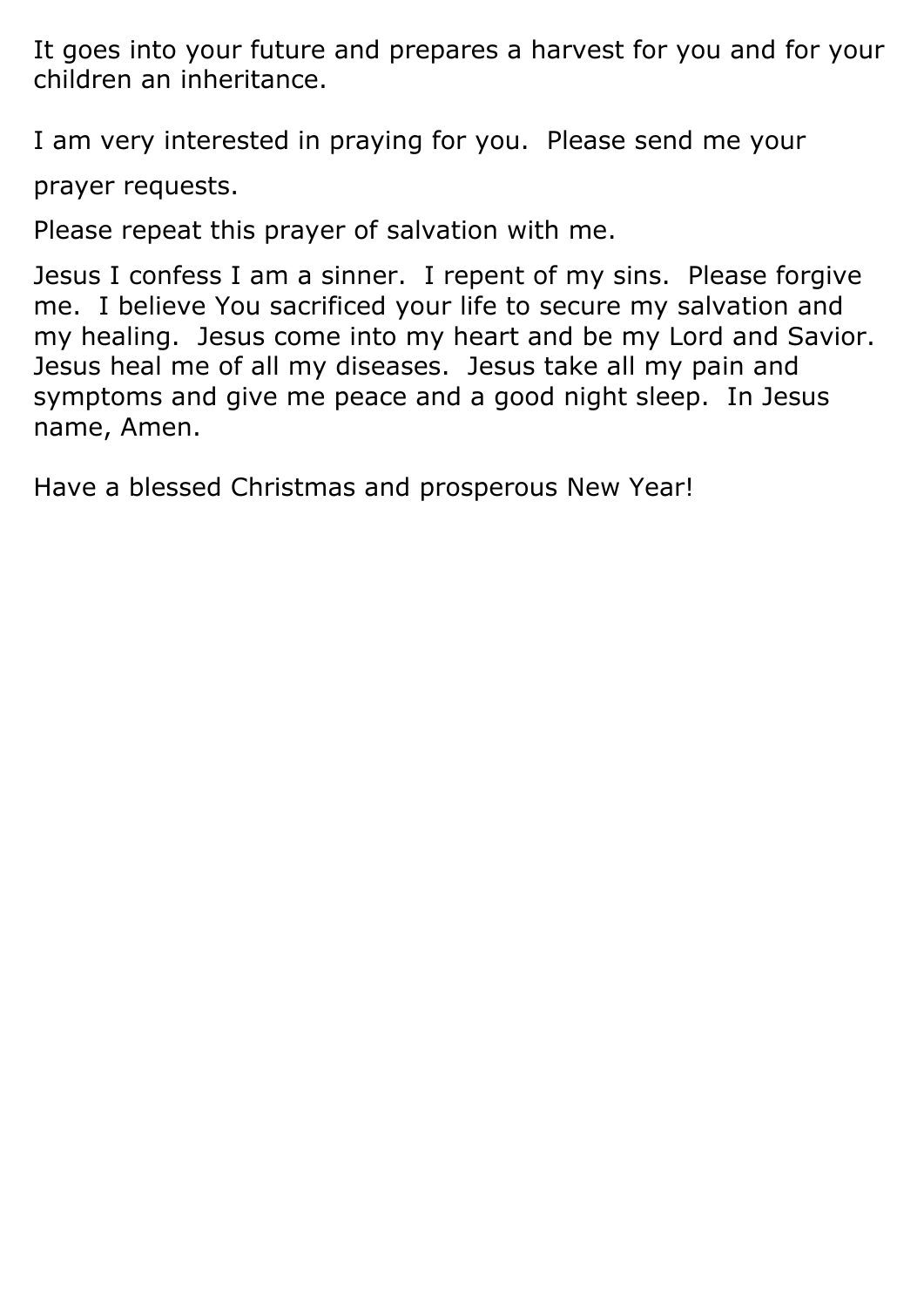It goes into your future and prepares a harvest for you and for your children an inheritance.

I am very interested in praying for you. Please send me your

prayer requests.

Please repeat this prayer of salvation with me.

Jesus I confess I am a sinner. I repent of my sins. Please forgive me. I believe You sacrificed your life to secure my salvation and my healing. Jesus come into my heart and be my Lord and Savior. Jesus heal me of all my diseases. Jesus take all my pain and symptoms and give me peace and a good night sleep. In Jesus name, Amen.

Have a blessed Christmas and prosperous New Year!